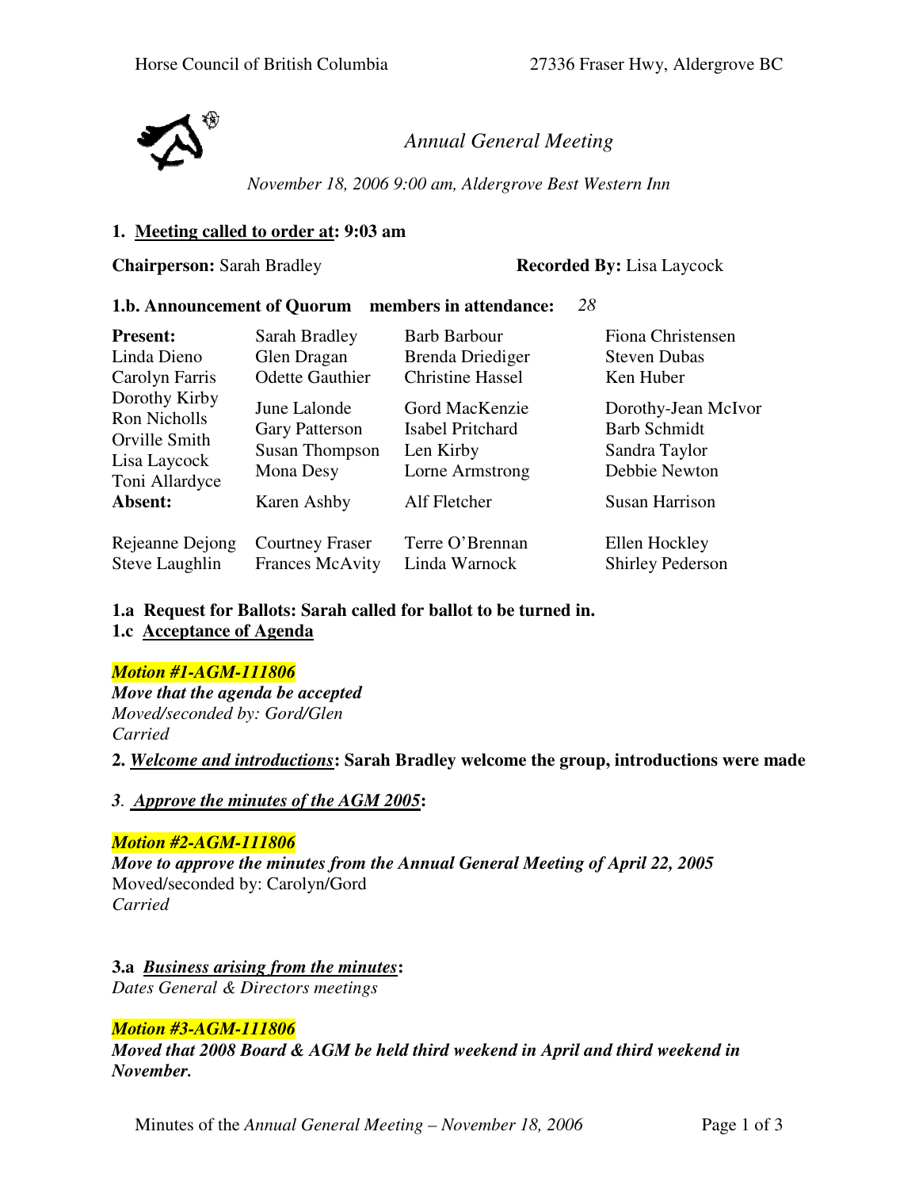Horse Council of British Columbia 27336 Fraser Hwy, Aldergrove BC

*Annual General Meeting*

*November 18, 2006 9:00 am, Aldergrove Best Western Inn*

**1. Meeting called to order at: 9:03 am**

**Chairperson:** Sarah Bradley **Recorded By:** Lisa Laycock

**1.b. Announcement of Quorum members in attendance:** *28*

| **Present:** | Sarah Bradley | Barb Barbour | Fiona Christensen |
|---|---|---|---|
| Linda Dieno | Glen Dragan | Brenda Driediger | Steven Dubas |
| Carolyn Farris | Odette Gauthier | Christine Hassel | Ken Huber |
| Dorothy Kirby | June Lalonde | Gord MacKenzie | Dorothy-Jean McIvor |
| Ron Nicholls | Gary Patterson | Isabel Pritchard | Barb Schmidt |
| Orville Smith | Susan Thompson | Len Kirby | Sandra Taylor |
| Lisa Laycock | Mona Desy | Lorne Armstrong | Debbie Newton |
| Toni Allardyce | | | |
| **Absent:** | Karen Ashby | Alf Fletcher | Susan Harrison |
| Rejeanne Dejong | Courtney Fraser | Terre O'Brennan | Ellen Hockley |
| Steve Laughlin | Frances McAvity | Linda Warnock | Shirley Pederson |

**1.a Request for Ballots: Sarah called for ballot to be turned in.**

**1.c Acceptance of Agenda**

***Motion #1-AGM-111806***
***Move that the agenda be accepted***
*Moved/seconded by: Gord/Glen*
*Carried*

**2. *Welcome and introductions*: Sarah Bradley welcome the group, introductions were made**

*3. Approve the minutes of the AGM 2005*:

***Motion #2-AGM-111806***
***Move to approve the minutes from the Annual General Meeting of April 22, 2005***
Moved/seconded by: Carolyn/Gord
*Carried*

**3.a *Business arising from the minutes*:**
*Dates General & Directors meetings*

***Motion #3-AGM-111806***
***Moved that 2008 Board & AGM be held third weekend in April and third weekend in November.***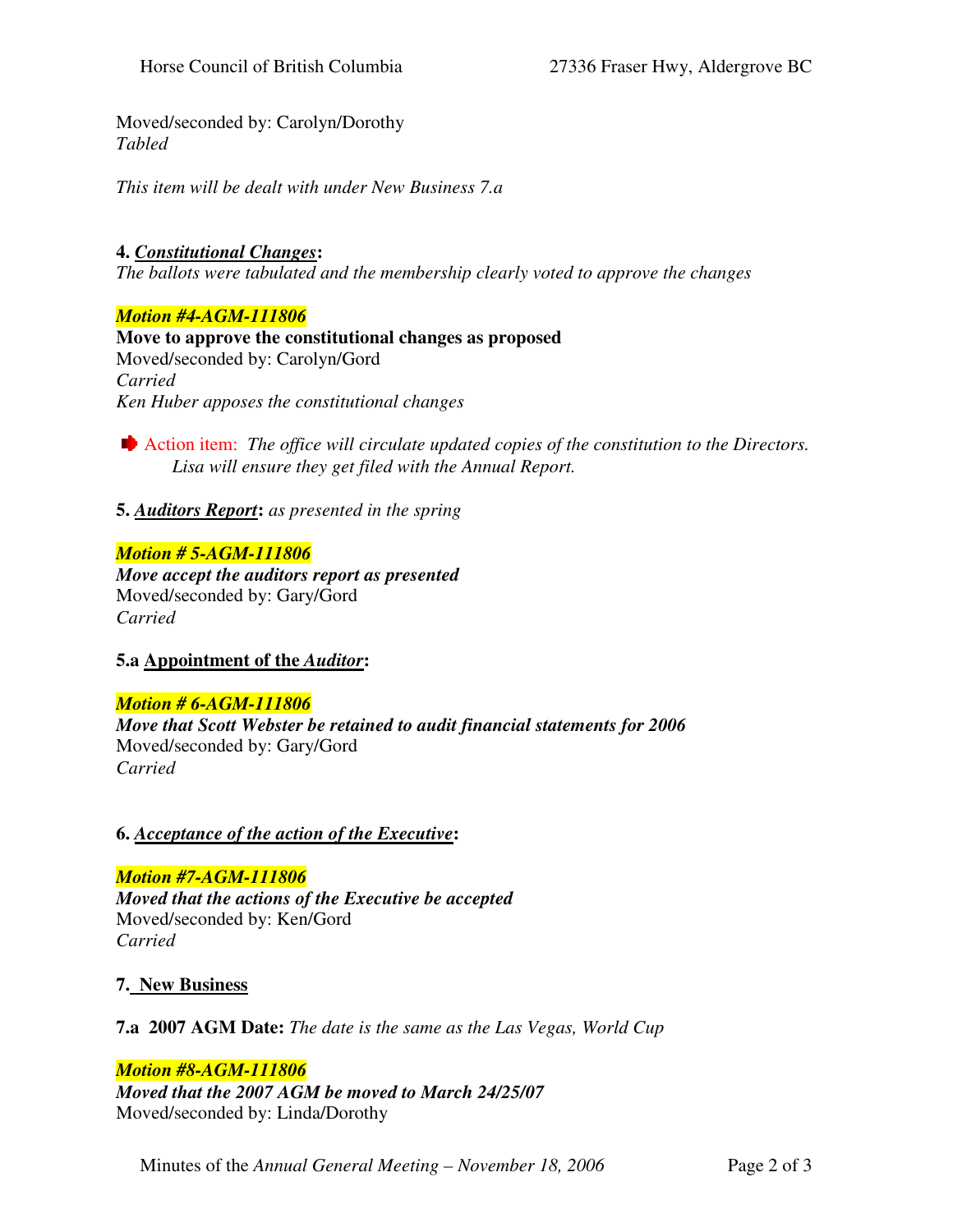Moved/seconded by: Carolyn/Dorothy
*Tabled*

*This item will be dealt with under New Business 7.a*

**4. *Constitutional Changes*:**
*The ballots were tabulated and the membership clearly voted to approve the changes*

***Motion #4-AGM-111806***
**Move to approve the constitutional changes as proposed**
Moved/seconded by: Carolyn/Gord
*Carried*
*Ken Huber apposes the constitutional changes*

Action item: *The office will circulate updated copies of the constitution to the Directors. Lisa will ensure they get filed with the Annual Report.*

**5. *Auditors Report*:** *as presented in the spring*

***Motion # 5-AGM-111806***
***Move accept the auditors report as presented***
Moved/seconded by: Gary/Gord
*Carried*

**5.a Appointment of the *Auditor*:**

***Motion # 6-AGM-111806***
***Move that Scott Webster be retained to audit financial statements for 2006***
Moved/seconded by: Gary/Gord
*Carried*

**6. *Acceptance of the action of the Executive*:**

***Motion #7-AGM-111806***
***Moved that the actions of the Executive be accepted***
Moved/seconded by: Ken/Gord
*Carried*

**7. New Business**

**7.a 2007 AGM Date:** *The date is the same as the Las Vegas, World Cup*

***Motion #8-AGM-111806***
***Moved that the 2007 AGM be moved to March 24/25/07***
Moved/seconded by: Linda/Dorothy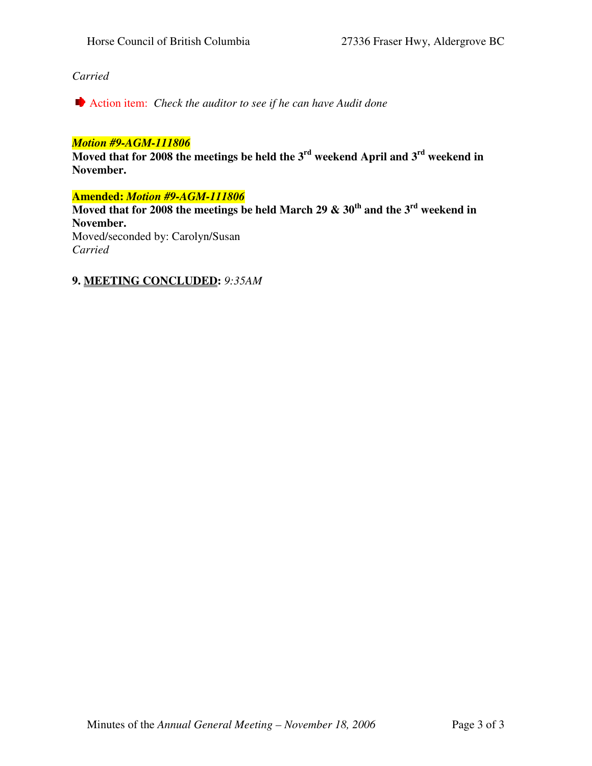*Carried*

Action item: *Check the auditor to see if he can have Audit done*

***Motion #9-AGM-111806***

**Moved that for 2008 the meetings be held the 3rd weekend April and 3rd weekend in November.**

**Amended: *Motion #9-AGM-111806***

**Moved that for 2008 the meetings be held March 29 & 30th and the 3rd weekend in November.**

Moved/seconded by: Carolyn/Susan

*Carried*

**9. MEETING CONCLUDED:** *9:35AM*